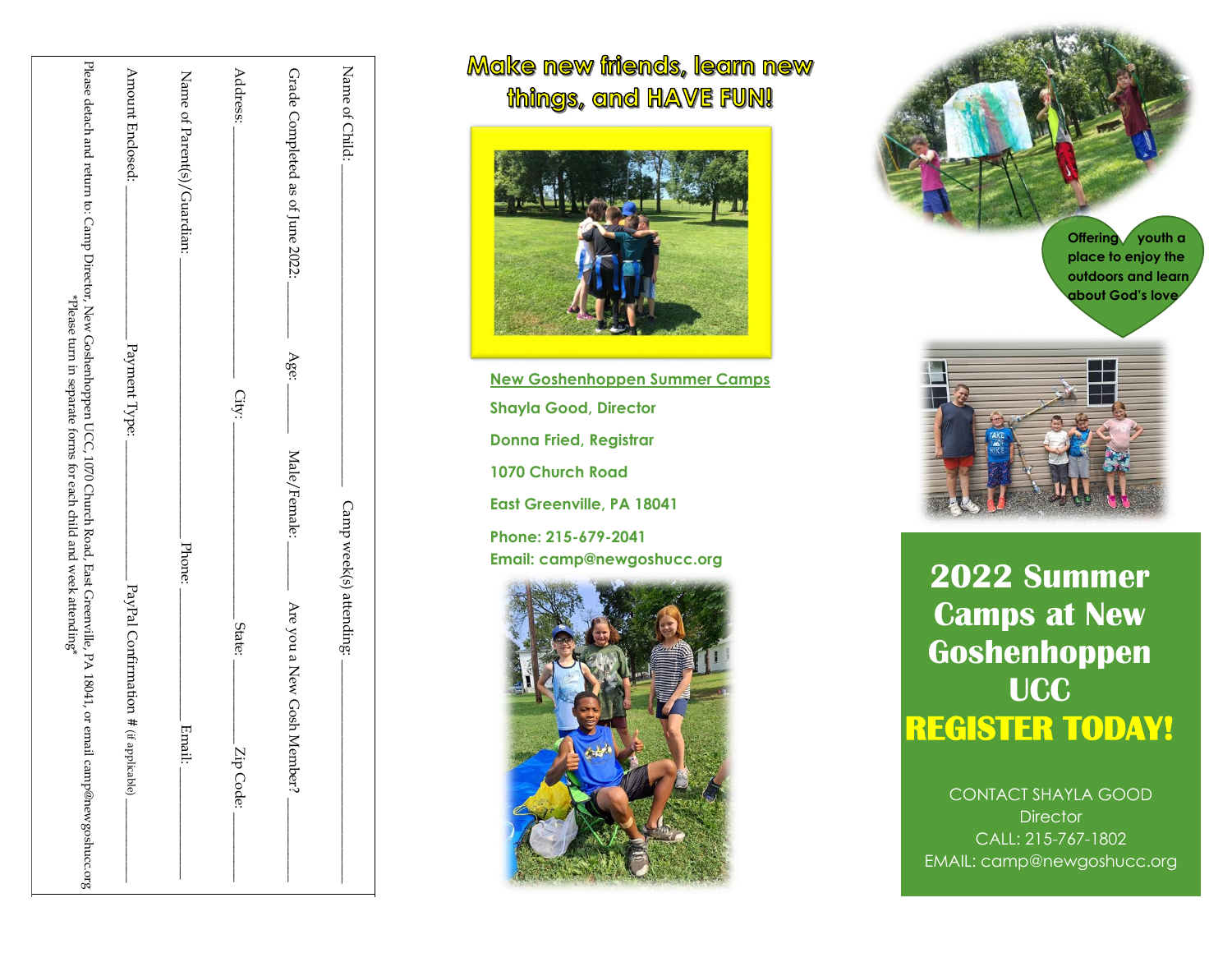Name of Child: ______________________ Camp week(s) attending: ______________________

Grade Completed as of June 2022: ______ Age: ______ Male/Female: ______ Are you a New Gosh Member? ______

Address: ______________________ City: ______________ State: ______ Zip Code: ______

Name of Parent(s)/Guardian: ______________________ Phone: ______________ Email: ______________

Amount Enclosed: ______________ Payment Type: ______________ PayPal Confirmation # (if applicable) ______________

Please detach and return to: Camp Director, New Goshenhoppen UCC, 1070 Church Road, East Greenville, PA 18041, or email camp@newgoshucc.org

*Please turn in separate forms for each child and week attending*

# Make new friends, learn new things, and HAVE FUN!

**New Goshenhoppen Summer Camps**

**Shayla Good, Director**

**Donna Fried, Registrar**

**1070 Church Road**

**East Greenville, PA 18041**

**Phone: 215-679-2041**

**Email: camp@newgoshucc.org**

**Offering youth a place to enjoy the outdoors and learn about God's love**

# 2022 Summer Camps at New Goshenhoppen UCC

# REGISTER TODAY!

CONTACT SHAYLA GOOD
Director
CALL: 215-767-1802
EMAIL: camp@newgoshucc.org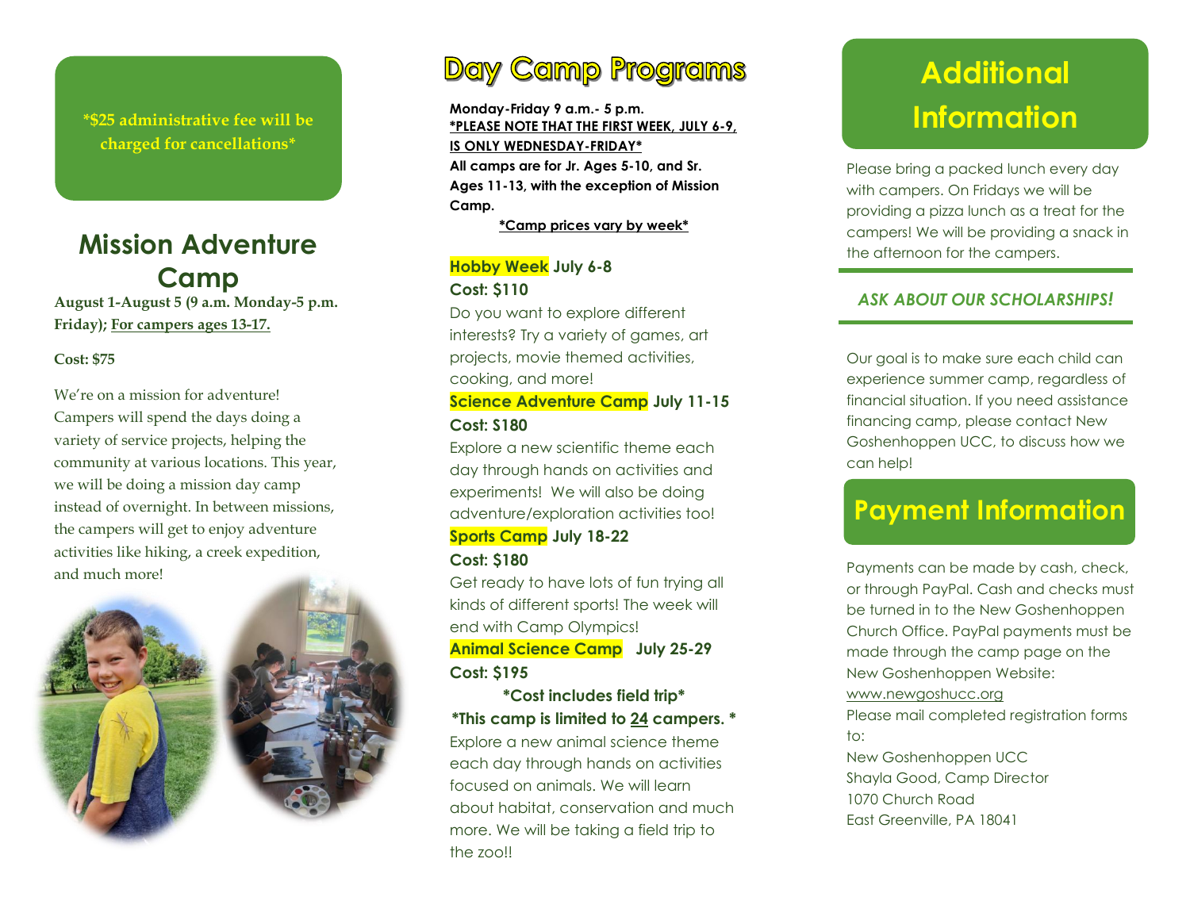*$25 administrative fee will be charged for cancellations*

## Mission Adventure Camp

**August 1-August 5 (9 a.m. Monday-5 p.m. Friday); For campers ages 13-17.**

**Cost: $75**

We're on a mission for adventure! Campers will spend the days doing a variety of service projects, helping the community at various locations. This year, we will be doing a mission day camp instead of overnight. In between missions, the campers will get to enjoy adventure activities like hiking, a creek expedition, and much more!

# Day Camp Programs

**Monday-Friday 9 a.m.- 5 p.m.**
**\*PLEASE NOTE THAT THE FIRST WEEK, JULY 6-9, IS ONLY WEDNESDAY-FRIDAY\***
**All camps are for Jr. Ages 5-10, and Sr. Ages 11-13, with the exception of Mission Camp.**

**\*Camp prices vary by week\***

**Hobby Week July 6-8**
**Cost: $110**
Do you want to explore different interests? Try a variety of games, art projects, movie themed activities, cooking, and more!

**Science Adventure Camp July 11-15**
**Cost: $180**
Explore a new scientific theme each day through hands on activities and experiments! We will also be doing adventure/exploration activities too!

**Sports Camp July 18-22**
**Cost: $180**
Get ready to have lots of fun trying all kinds of different sports! The week will end with Camp Olympics!

**Animal Science Camp July 25-29**
**Cost: $195**
**\*Cost includes field trip\***
**\*This camp is limited to 24 campers. \***
Explore a new animal science theme each day through hands on activities focused on animals. We will learn about habitat, conservation and much more. We will be taking a field trip to the zoo!!

## Additional Information

Please bring a packed lunch every day with campers. On Fridays we will be providing a pizza lunch as a treat for the campers! We will be providing a snack in the afternoon for the campers.

***ASK ABOUT OUR SCHOLARSHIPS!***

Our goal is to make sure each child can experience summer camp, regardless of financial situation. If you need assistance financing camp, please contact New Goshenhoppen UCC, to discuss how we can help!

## Payment Information

Payments can be made by cash, check, or through PayPal. Cash and checks must be turned in to the New Goshenhoppen Church Office. PayPal payments must be made through the camp page on the New Goshenhoppen Website: www.newgoshucc.org

Please mail completed registration forms to:
New Goshenhoppen UCC
Shayla Good, Camp Director
1070 Church Road
East Greenville, PA 18041